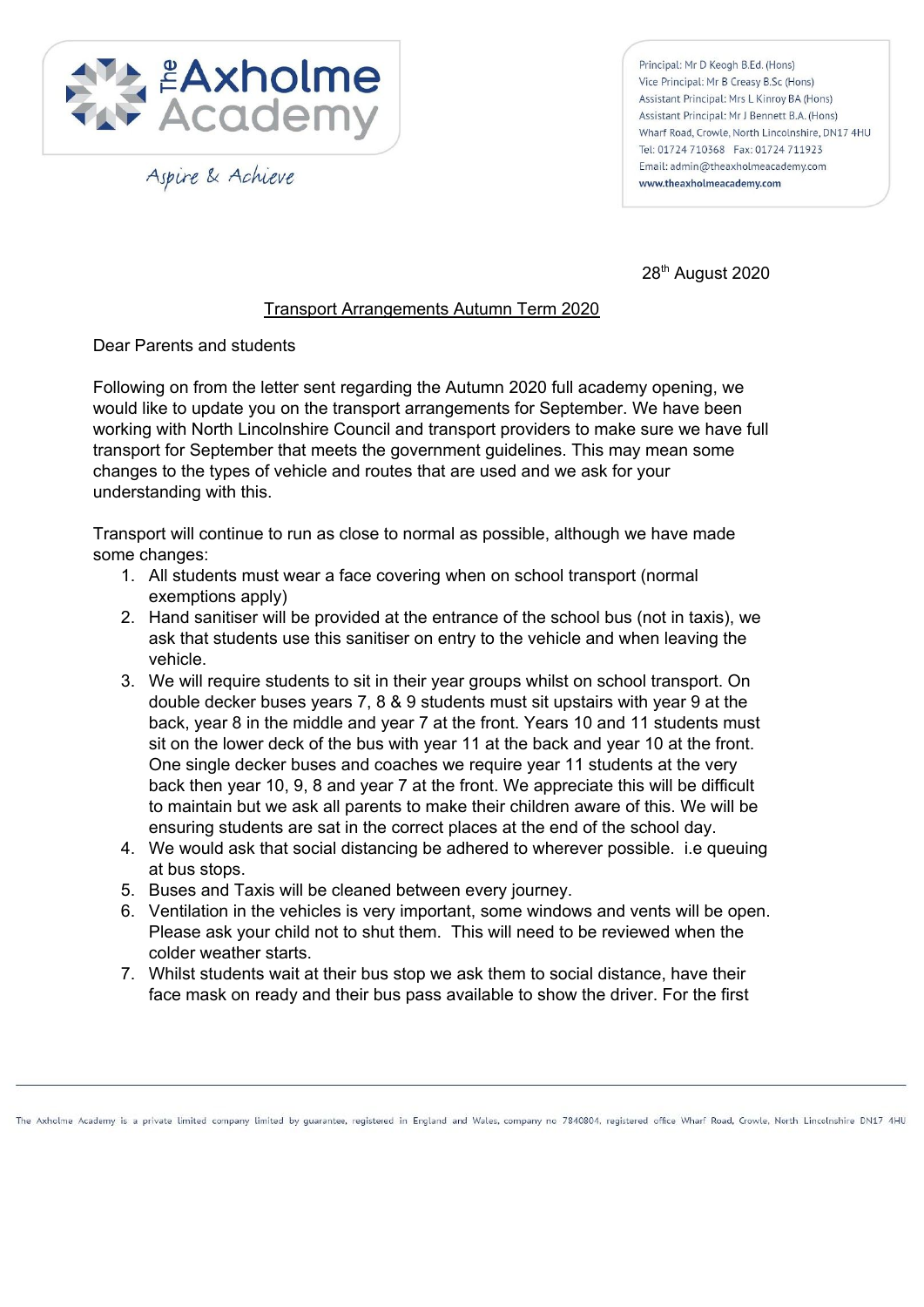The Axholme Academy

*Aspire & Achieve*

Principal: Mr D Keogh B.Ed. (Hons)
Vice Principal: Mr B Creasy B.Sc (Hons)
Assistant Principal: Mrs L Kinroy BA (Hons)
Assistant Principal: Mr J Bennett B.A. (Hons)
Wharf Road, Crowle, North Lincolnshire, DN17 4HU
Tel: 01724 710368 Fax: 01724 711923
Email: admin@theaxholmeacademy.com
www.theaxholmeacademy.com

28th August 2020

Transport Arrangements Autumn Term 2020

Dear Parents and students

Following on from the letter sent regarding the Autumn 2020 full academy opening, we would like to update you on the transport arrangements for September. We have been working with North Lincolnshire Council and transport providers to make sure we have full transport for September that meets the government guidelines. This may mean some changes to the types of vehicle and routes that are used and we ask for your understanding with this.

Transport will continue to run as close to normal as possible, although we have made some changes:

1. All students must wear a face covering when on school transport (normal exemptions apply)
2. Hand sanitiser will be provided at the entrance of the school bus (not in taxis), we ask that students use this sanitiser on entry to the vehicle and when leaving the vehicle.
3. We will require students to sit in their year groups whilst on school transport. On double decker buses years 7, 8 & 9 students must sit upstairs with year 9 at the back, year 8 in the middle and year 7 at the front. Years 10 and 11 students must sit on the lower deck of the bus with year 11 at the back and year 10 at the front. One single decker buses and coaches we require year 11 students at the very back then year 10, 9, 8 and year 7 at the front. We appreciate this will be difficult to maintain but we ask all parents to make their children aware of this. We will be ensuring students are sat in the correct places at the end of the school day.
4. We would ask that social distancing be adhered to wherever possible. i.e queuing at bus stops.
5. Buses and Taxis will be cleaned between every journey.
6. Ventilation in the vehicles is very important, some windows and vents will be open. Please ask your child not to shut them. This will need to be reviewed when the colder weather starts.
7. Whilst students wait at their bus stop we ask them to social distance, have their face mask on ready and their bus pass available to show the driver. For the first

The Axholme Academy is a private limited company limited by guarantee, registered in England and Wales, company no 7840804, registered office Wharf Road, Crowle, North Lincolnshire DN17 4HU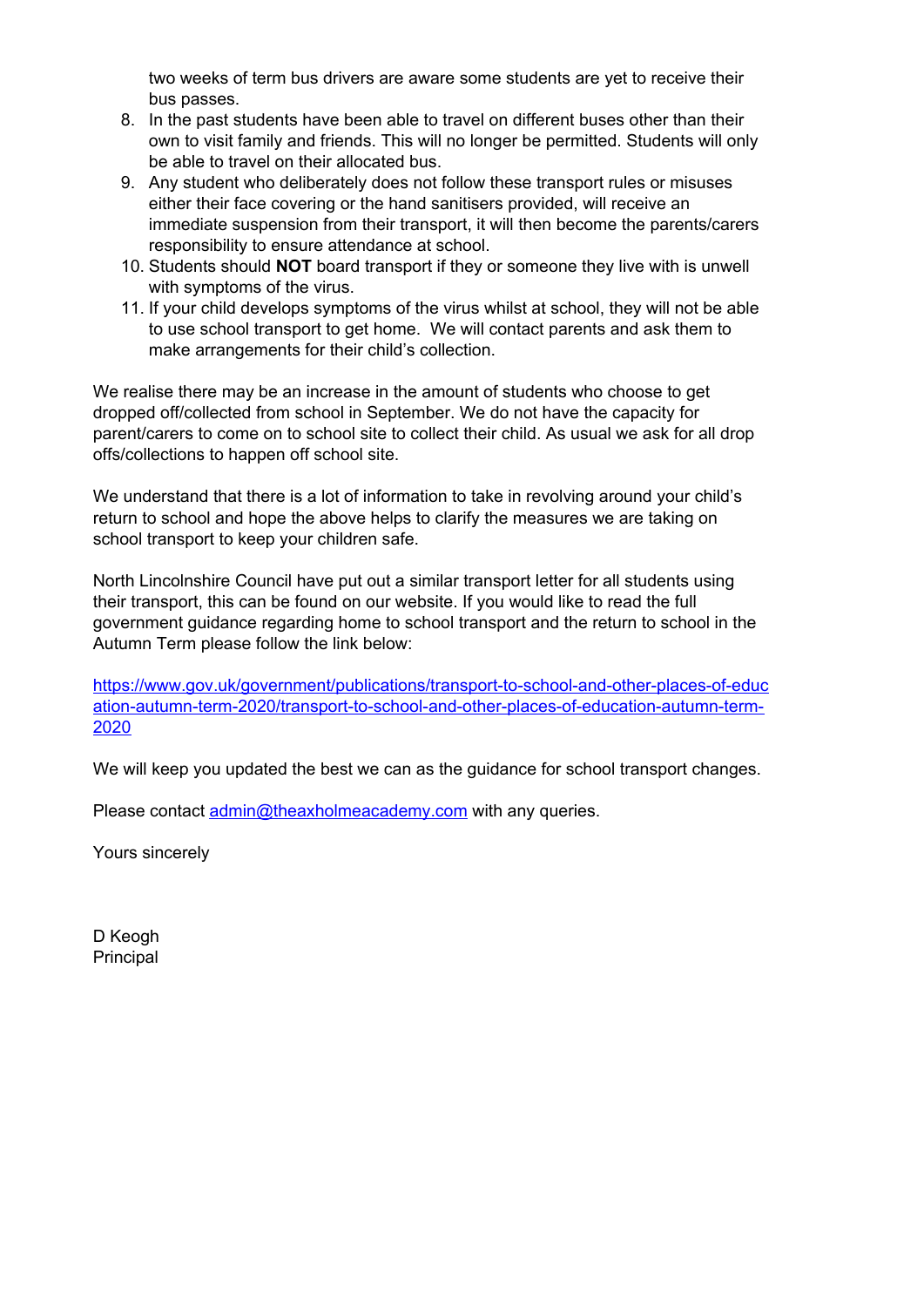two weeks of term bus drivers are aware some students are yet to receive their bus passes.

8. In the past students have been able to travel on different buses other than their own to visit family and friends. This will no longer be permitted. Students will only be able to travel on their allocated bus.
9. Any student who deliberately does not follow these transport rules or misuses either their face covering or the hand sanitisers provided, will receive an immediate suspension from their transport, it will then become the parents/carers responsibility to ensure attendance at school.
10. Students should **NOT** board transport if they or someone they live with is unwell with symptoms of the virus.
11. If your child develops symptoms of the virus whilst at school, they will not be able to use school transport to get home. We will contact parents and ask them to make arrangements for their child's collection.

We realise there may be an increase in the amount of students who choose to get dropped off/collected from school in September. We do not have the capacity for parent/carers to come on to school site to collect their child. As usual we ask for all drop offs/collections to happen off school site.

We understand that there is a lot of information to take in revolving around your child's return to school and hope the above helps to clarify the measures we are taking on school transport to keep your children safe.

North Lincolnshire Council have put out a similar transport letter for all students using their transport, this can be found on our website. If you would like to read the full government guidance regarding home to school transport and the return to school in the Autumn Term please follow the link below:

[https://www.gov.uk/government/publications/transport-to-school-and-other-places-of-education-autumn-term-2020/transport-to-school-and-other-places-of-education-autumn-term-2020](https://www.gov.uk/government/publications/transport-to-school-and-other-places-of-education-autumn-term-2020/transport-to-school-and-other-places-of-education-autumn-term-2020)

We will keep you updated the best we can as the guidance for school transport changes.

Please contact [admin@theaxholmeacademy.com](mailto:admin@theaxholmeacademy.com) with any queries.

Yours sincerely

D Keogh
Principal